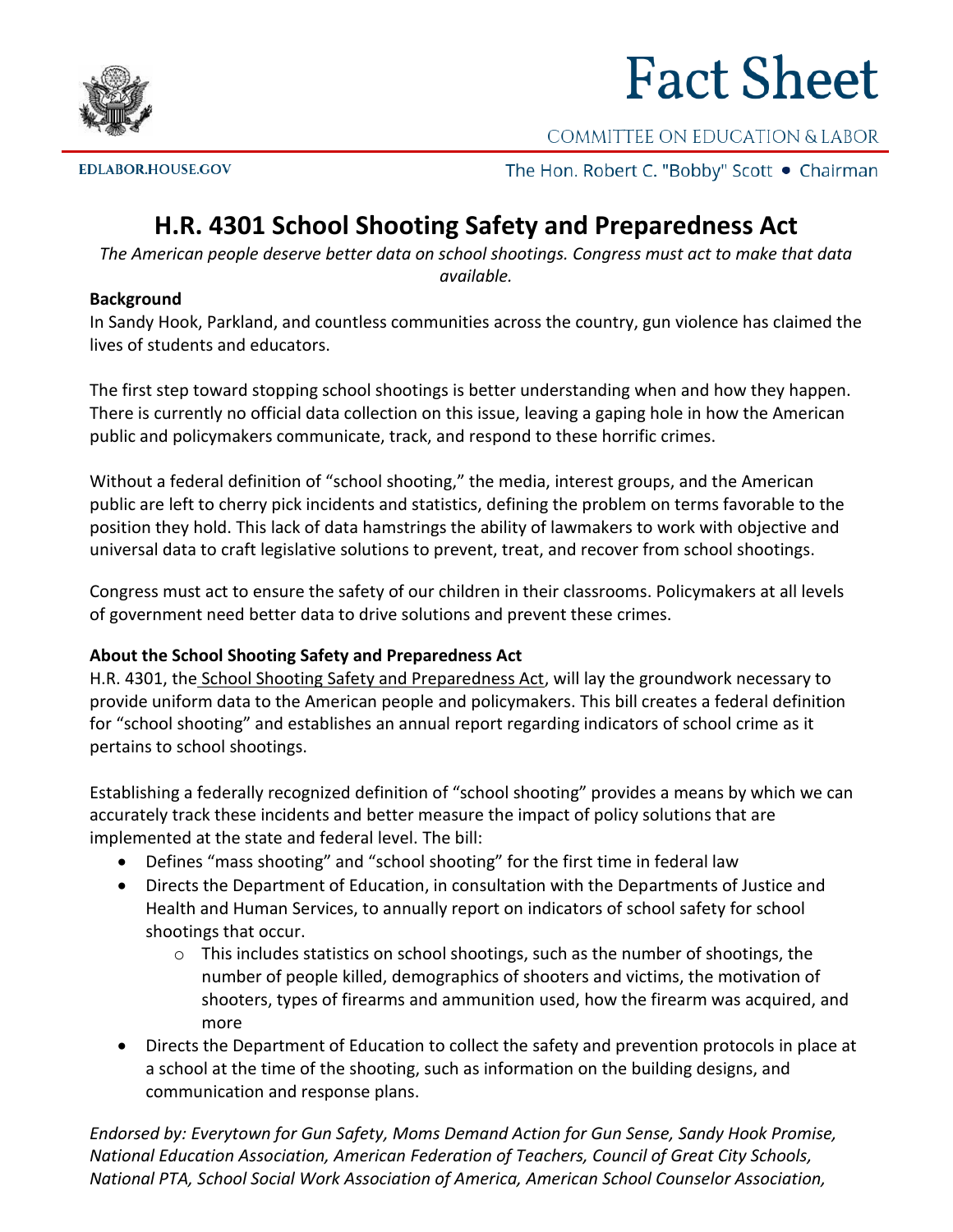# Fact Sheet

COMMITTEE ON EDUCATION & LABOR

EDLABOR.HOUSE.GOV

The Hon. Robert C. "Bobby" Scott • Chairman

## H.R. 4301 School Shooting Safety and Preparedness Act

*The American people deserve better data on school shootings. Congress must act to make that data available.*

**Background**

In Sandy Hook, Parkland, and countless communities across the country, gun violence has claimed the lives of students and educators.

The first step toward stopping school shootings is better understanding when and how they happen. There is currently no official data collection on this issue, leaving a gaping hole in how the American public and policymakers communicate, track, and respond to these horrific crimes.

Without a federal definition of "school shooting," the media, interest groups, and the American public are left to cherry pick incidents and statistics, defining the problem on terms favorable to the position they hold. This lack of data hamstrings the ability of lawmakers to work with objective and universal data to craft legislative solutions to prevent, treat, and recover from school shootings.

Congress must act to ensure the safety of our children in their classrooms. Policymakers at all levels of government need better data to drive solutions and prevent these crimes.

**About the School Shooting Safety and Preparedness Act**

H.R. 4301, the School Shooting Safety and Preparedness Act, will lay the groundwork necessary to provide uniform data to the American people and policymakers. This bill creates a federal definition for "school shooting" and establishes an annual report regarding indicators of school crime as it pertains to school shootings.

Establishing a federally recognized definition of "school shooting" provides a means by which we can accurately track these incidents and better measure the impact of policy solutions that are implemented at the state and federal level. The bill:

- Defines "mass shooting" and "school shooting" for the first time in federal law
- Directs the Department of Education, in consultation with the Departments of Justice and Health and Human Services, to annually report on indicators of school safety for school shootings that occur.
  - This includes statistics on school shootings, such as the number of shootings, the number of people killed, demographics of shooters and victims, the motivation of shooters, types of firearms and ammunition used, how the firearm was acquired, and more
- Directs the Department of Education to collect the safety and prevention protocols in place at a school at the time of the shooting, such as information on the building designs, and communication and response plans.

*Endorsed by: Everytown for Gun Safety, Moms Demand Action for Gun Sense, Sandy Hook Promise, National Education Association, American Federation of Teachers, Council of Great City Schools, National PTA, School Social Work Association of America, American School Counselor Association,*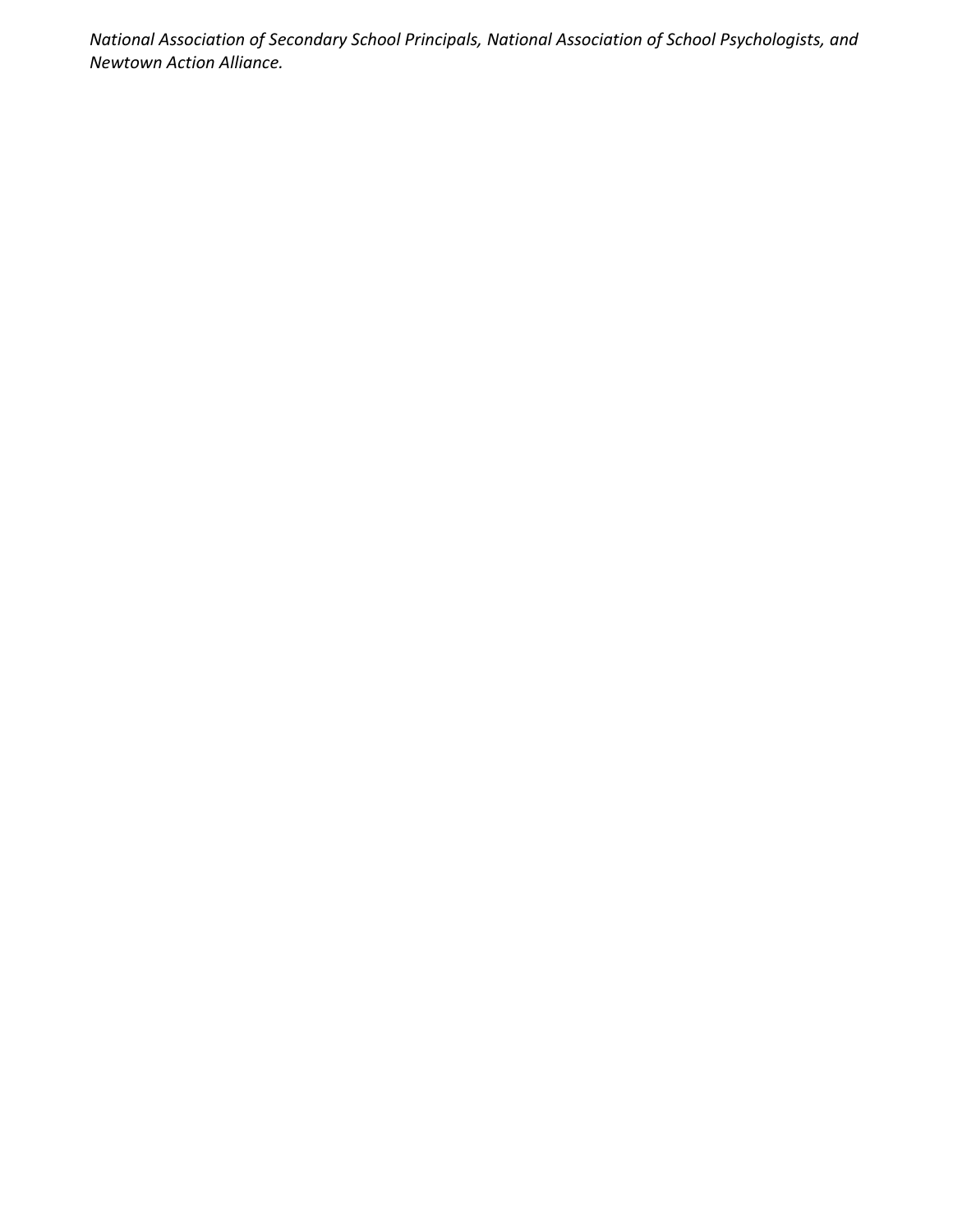*National Association of Secondary School Principals, National Association of School Psychologists, and Newtown Action Alliance.*